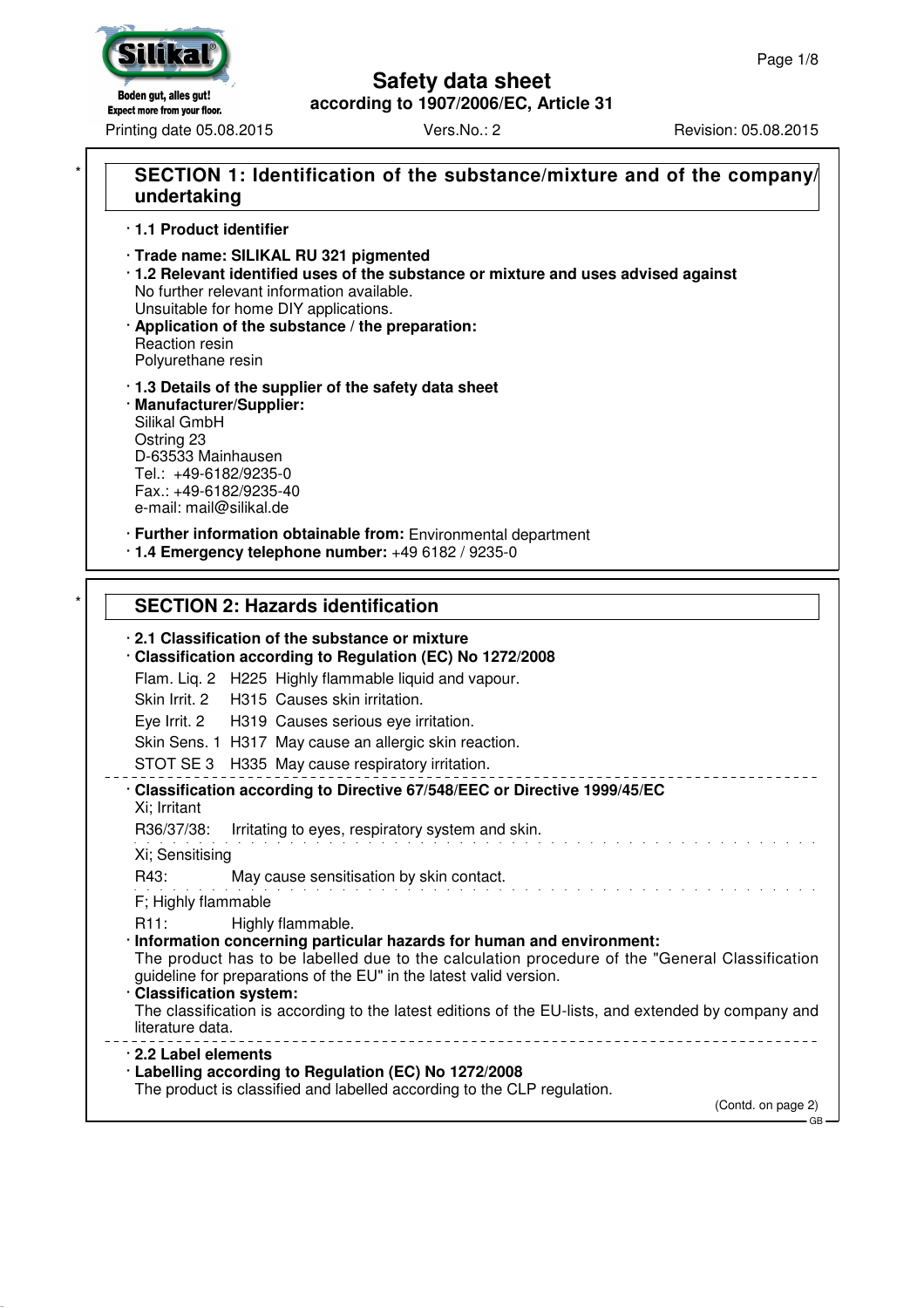# Safety data sheet

**according to 1907/2006/EC, Article 31**

Printing date 05.08.2015 Vers.No.: 2 Revision: 05.08.2015

## SECTION 1: Identification of the substance/mixture and of the company/undertaking

· **1.1 Product identifier**

· **Trade name: SILIKAL RU 321 pigmented**

· **1.2 Relevant identified uses of the substance or mixture and uses advised against**
No further relevant information available.
Unsuitable for home DIY applications.

· **Application of the substance / the preparation:**
Reaction resin
Polyurethane resin

· **1.3 Details of the supplier of the safety data sheet**

· **Manufacturer/Supplier:**
Silikal GmbH
Ostring 23
D-63533 Mainhausen
Tel.: +49-6182/9235-0
Fax.: +49-6182/9235-40
e-mail: mail@silikal.de

· **Further information obtainable from:** Environmental department

· **1.4 Emergency telephone number:** +49 6182 / 9235-0

## SECTION 2: Hazards identification

· **2.1 Classification of the substance or mixture**

· **Classification according to Regulation (EC) No 1272/2008**

Flam. Liq. 2 H225 Highly flammable liquid and vapour.

Skin Irrit. 2 H315 Causes skin irritation.

Eye Irrit. 2 H319 Causes serious eye irritation.

Skin Sens. 1 H317 May cause an allergic skin reaction.

STOT SE 3 H335 May cause respiratory irritation.

· **Classification according to Directive 67/548/EEC or Directive 1999/45/EC**

Xi; Irritant

R36/37/38: Irritating to eyes, respiratory system and skin.

Xi; Sensitising

R43: May cause sensitisation by skin contact.

F; Highly flammable

R11: Highly flammable.

· **Information concerning particular hazards for human and environment:**
The product has to be labelled due to the calculation procedure of the "General Classification guideline for preparations of the EU" in the latest valid version.

· **Classification system:**
The classification is according to the latest editions of the EU-lists, and extended by company and literature data.

· **2.2 Label elements**

· **Labelling according to Regulation (EC) No 1272/2008**
The product is classified and labelled according to the CLP regulation.

(Contd. on page 2)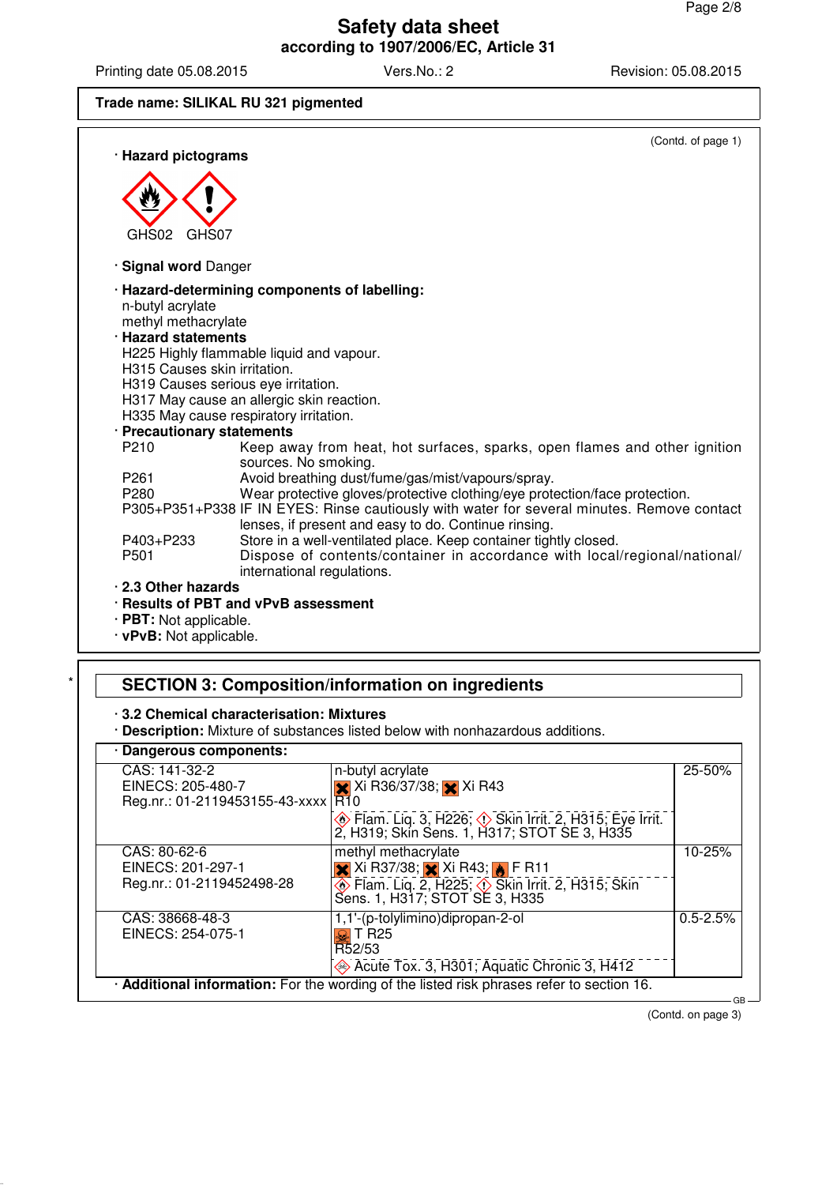(Contd. of page 1)

· **Hazard pictograms**

GHS02 GHS07

· **Signal word** Danger

· **Hazard-determining components of labelling:**
n-butyl acrylate
methyl methacrylate

· **Hazard statements**
H225 Highly flammable liquid and vapour.
H315 Causes skin irritation.
H319 Causes serious eye irritation.
H317 May cause an allergic skin reaction.
H335 May cause respiratory irritation.

· **Precautionary statements**

P210 Keep away from heat, hot surfaces, sparks, open flames and other ignition sources. No smoking.
P261 Avoid breathing dust/fume/gas/mist/vapours/spray.
P280 Wear protective gloves/protective clothing/eye protection/face protection.
P305+P351+P338 IF IN EYES: Rinse cautiously with water for several minutes. Remove contact lenses, if present and easy to do. Continue rinsing.
P403+P233 Store in a well-ventilated place. Keep container tightly closed.
P501 Dispose of contents/container in accordance with local/regional/national/international regulations.

· **2.3 Other hazards**

· **Results of PBT and vPvB assessment**

· **PBT:** Not applicable.

· **vPvB:** Not applicable.

## SECTION 3: Composition/information on ingredients

· **3.2 Chemical characterisation: Mixtures**

· **Description:** Mixture of substances listed below with nonhazardous additions.

· **Dangerous components:**

| | | |
|---|---|---|
| CAS: 141-32-2<br>EINECS: 205-480-7<br>Reg.nr.: 01-2119453155-43-xxxx | n-butyl acrylate<br>Xi R36/37/38; Xi R43<br>R10<br>Flam. Liq. 3, H226; Skin Irrit. 2, H315; Eye Irrit. 2, H319; Skin Sens. 1, H317; STOT SE 3, H335 | 25-50% |
| CAS: 80-62-6<br>EINECS: 201-297-1<br>Reg.nr.: 01-2119452498-28 | methyl methacrylate<br>Xi R37/38; Xi R43; F R11<br>Flam. Liq. 2, H225; Skin Irrit. 2, H315; Skin Sens. 1, H317; STOT SE 3, H335 | 10-25% |
| CAS: 38668-48-3<br>EINECS: 254-075-1 | 1,1'-(p-tolylimino)dipropan-2-ol<br>T R25<br>R52/53<br>Acute Tox. 3, H301; Aquatic Chronic 3, H412 | 0.5-2.5% |

· **Additional information:** For the wording of the listed risk phrases refer to section 16.

(Contd. on page 3)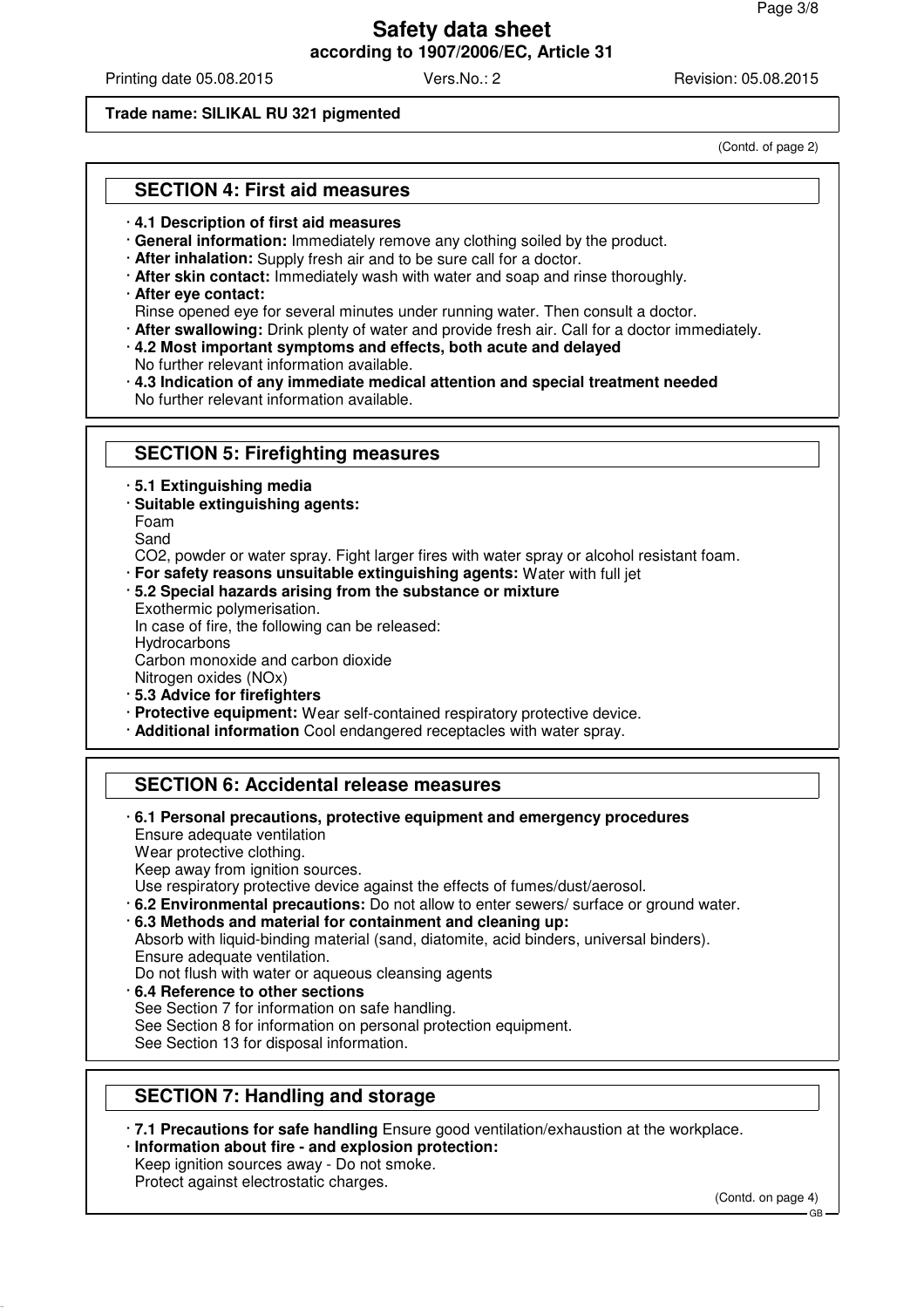Trade name: SILIKAL RU 321 pigmented

(Contd. of page 2)

## SECTION 4: First aid measures

· **4.1 Description of first aid measures**
· **General information:** Immediately remove any clothing soiled by the product.
· **After inhalation:** Supply fresh air and to be sure call for a doctor.
· **After skin contact:** Immediately wash with water and soap and rinse thoroughly.
· **After eye contact:**
Rinse opened eye for several minutes under running water. Then consult a doctor.
· **After swallowing:** Drink plenty of water and provide fresh air. Call for a doctor immediately.
· **4.2 Most important symptoms and effects, both acute and delayed**
No further relevant information available.
· **4.3 Indication of any immediate medical attention and special treatment needed**
No further relevant information available.

## SECTION 5: Firefighting measures

· **5.1 Extinguishing media**
· **Suitable extinguishing agents:**
Foam
Sand
$CO_2$, powder or water spray. Fight larger fires with water spray or alcohol resistant foam.
· **For safety reasons unsuitable extinguishing agents:** Water with full jet
· **5.2 Special hazards arising from the substance or mixture**
Exothermic polymerisation.
In case of fire, the following can be released:
Hydrocarbons
Carbon monoxide and carbon dioxide
Nitrogen oxides ($NO_x$)
· **5.3 Advice for firefighters**
· **Protective equipment:** Wear self-contained respiratory protective device.
· **Additional information** Cool endangered receptacles with water spray.

## SECTION 6: Accidental release measures

· **6.1 Personal precautions, protective equipment and emergency procedures**
Ensure adequate ventilation
Wear protective clothing.
Keep away from ignition sources.
Use respiratory protective device against the effects of fumes/dust/aerosol.
· **6.2 Environmental precautions:** Do not allow to enter sewers/ surface or ground water.
· **6.3 Methods and material for containment and cleaning up:**
Absorb with liquid-binding material (sand, diatomite, acid binders, universal binders).
Ensure adequate ventilation.
Do not flush with water or aqueous cleansing agents
· **6.4 Reference to other sections**
See Section 7 for information on safe handling.
See Section 8 for information on personal protection equipment.
See Section 13 for disposal information.

## SECTION 7: Handling and storage

· **7.1 Precautions for safe handling** Ensure good ventilation/exhaustion at the workplace.
· **Information about fire - and explosion protection:**
Keep ignition sources away - Do not smoke.
Protect against electrostatic charges.

(Contd. on page 4)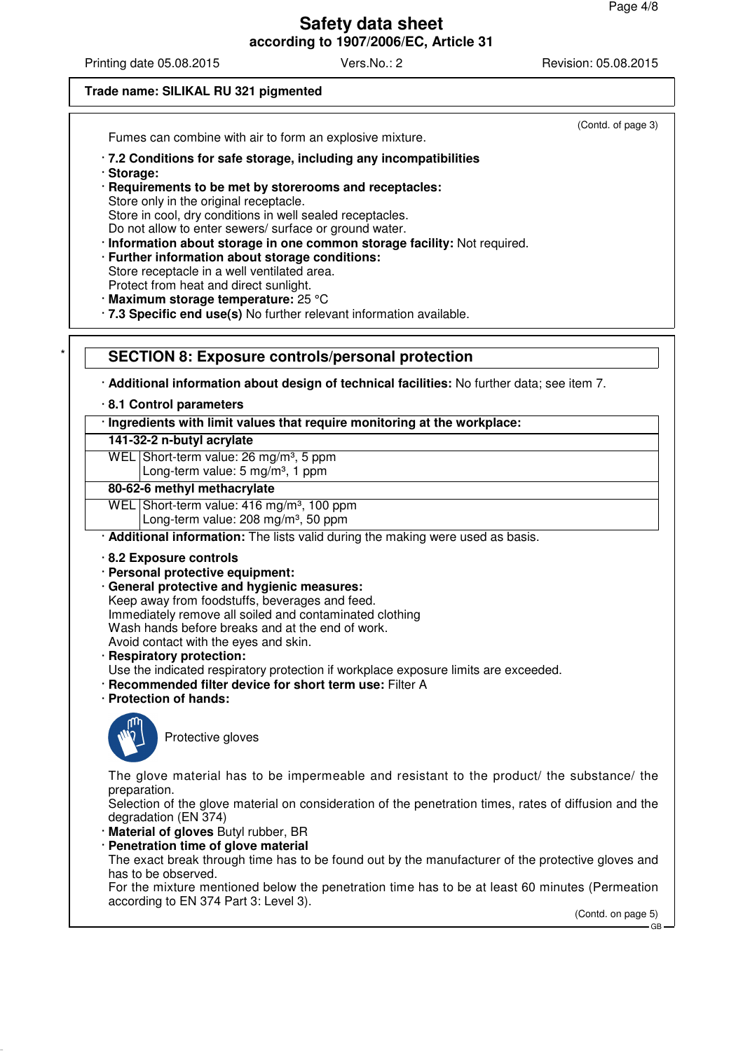**Safety data sheet**
**according to 1907/2006/EC, Article 31**

Printing date 05.08.2015 Vers.No.: 2 Revision: 05.08.2015

**Trade name: SILIKAL RU 321 pigmented**

(Contd. of page 3)

Fumes can combine with air to form an explosive mixture.

· **7.2 Conditions for safe storage, including any incompatibilities**
· **Storage:**
· **Requirements to be met by storerooms and receptacles:**
Store only in the original receptacle.
Store in cool, dry conditions in well sealed receptacles.
Do not allow to enter sewers/ surface or ground water.
· **Information about storage in one common storage facility:** Not required.
· **Further information about storage conditions:**
Store receptacle in a well ventilated area.
Protect from heat and direct sunlight.
· **Maximum storage temperature:** 25 °C
· **7.3 Specific end use(s)** No further relevant information available.

## SECTION 8: Exposure controls/personal protection

· **Additional information about design of technical facilities:** No further data; see item 7.

· **8.1 Control parameters**

| · Ingredients with limit values that require monitoring at the workplace: | |
|---|---|
| **141-32-2 n-butyl acrylate** | |
| WEL | Short-term value: 26 mg/m³, 5 ppm<br>Long-term value: 5 mg/m³, 1 ppm |
| **80-62-6 methyl methacrylate** | |
| WEL | Short-term value: 416 mg/m³, 100 ppm<br>Long-term value: 208 mg/m³, 50 ppm |

· **Additional information:** The lists valid during the making were used as basis.

· **8.2 Exposure controls**
· **Personal protective equipment:**
· **General protective and hygienic measures:**
Keep away from foodstuffs, beverages and feed.
Immediately remove all soiled and contaminated clothing
Wash hands before breaks and at the end of work.
Avoid contact with the eyes and skin.
· **Respiratory protection:**
Use the indicated respiratory protection if workplace exposure limits are exceeded.
· **Recommended filter device for short term use:** Filter A
· **Protection of hands:**

Protective gloves

The glove material has to be impermeable and resistant to the product/ the substance/ the preparation.
Selection of the glove material on consideration of the penetration times, rates of diffusion and the degradation (EN 374)
· **Material of gloves** Butyl rubber, BR
· **Penetration time of glove material**
The exact break through time has to be found out by the manufacturer of the protective gloves and has to be observed.
For the mixture mentioned below the penetration time has to be at least 60 minutes (Permeation according to EN 374 Part 3: Level 3).

(Contd. on page 5)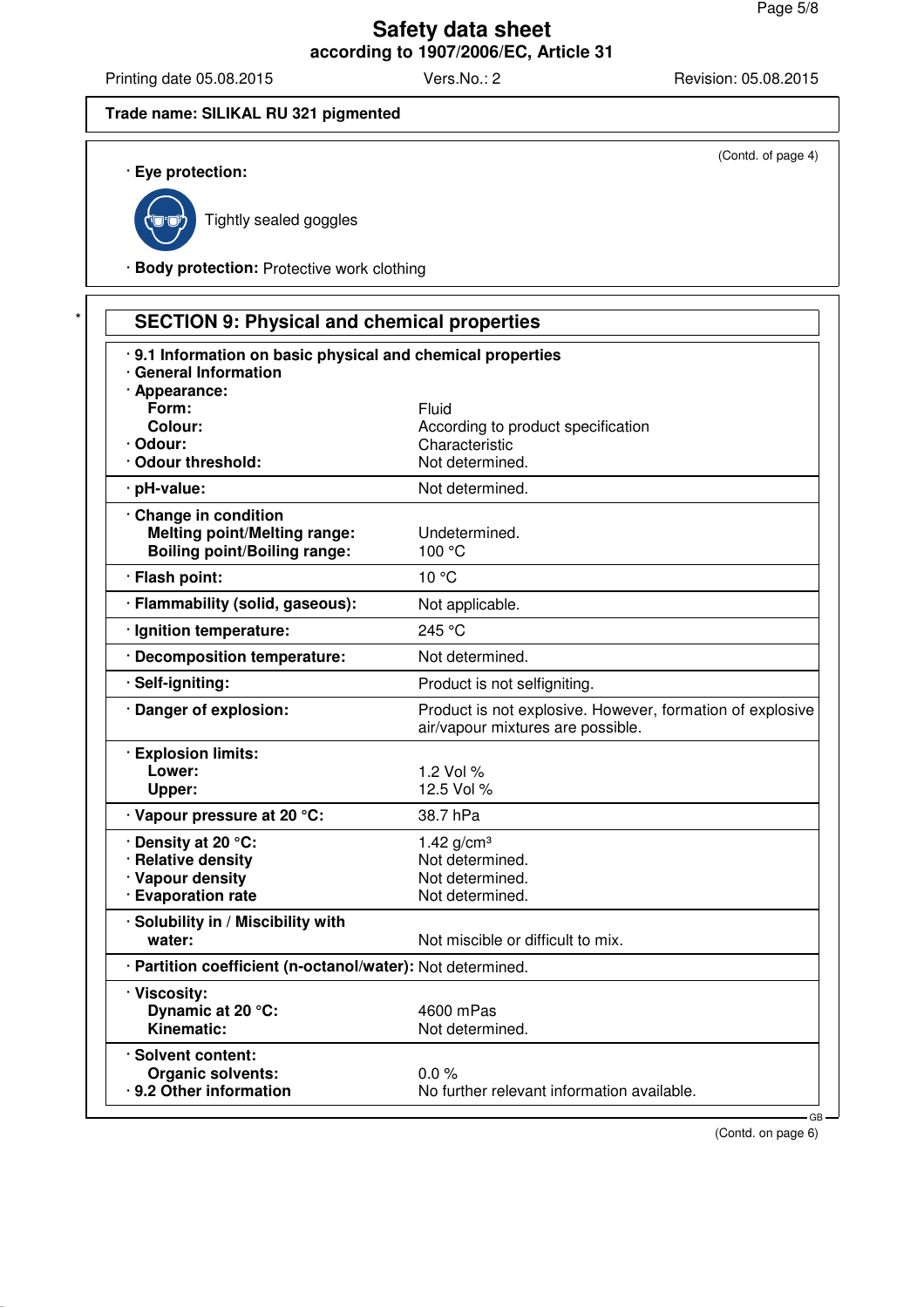**Trade name: SILIKAL RU 321 pigmented**

(Contd. of page 4)

· **Eye protection:**

Tightly sealed goggles

· **Body protection:** Protective work clothing

## SECTION 9: Physical and chemical properties

| Property | Value |
|---|---|
| · **9.1 Information on basic physical and chemical properties** | |
| · **General Information** | |
| · **Appearance:** | |
| **Form:** | Fluid |
| **Colour:** | According to product specification |
| · **Odour:** | Characteristic |
| · **Odour threshold:** | Not determined. |
| · **pH-value:** | Not determined. |
| · **Change in condition** | |
| **Melting point/Melting range:** | Undetermined. |
| **Boiling point/Boiling range:** | 100 °C |
| · **Flash point:** | 10 °C |
| · **Flammability (solid, gaseous):** | Not applicable. |
| · **Ignition temperature:** | 245 °C |
| · **Decomposition temperature:** | Not determined. |
| · **Self-igniting:** | Product is not selfigniting. |
| · **Danger of explosion:** | Product is not explosive. However, formation of explosive air/vapour mixtures are possible. |
| · **Explosion limits:** | |
| **Lower:** | 1.2 Vol % |
| **Upper:** | 12.5 Vol % |
| · **Vapour pressure at 20 °C:** | 38.7 hPa |
| · **Density at 20 °C:** | 1.42 g/cm³ |
| · **Relative density** | Not determined. |
| · **Vapour density** | Not determined. |
| · **Evaporation rate** | Not determined. |
| · **Solubility in / Miscibility with** | |
| **water:** | Not miscible or difficult to mix. |
| · **Partition coefficient (n-octanol/water):** | Not determined. |
| · **Viscosity:** | |
| **Dynamic at 20 °C:** | 4600 mPas |
| **Kinematic:** | Not determined. |
| · **Solvent content:** | |
| **Organic solvents:** | 0.0 % |
| · **9.2 Other information** | No further relevant information available. |

(Contd. on page 6)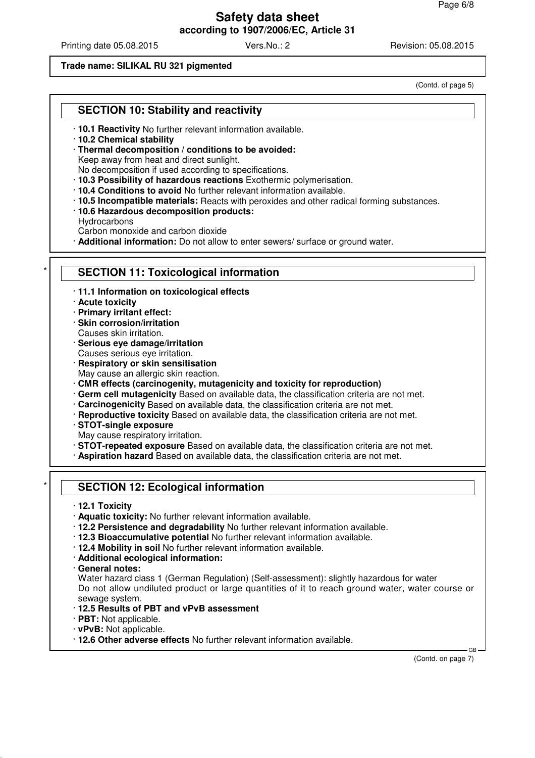**Trade name: SILIKAL RU 321 pigmented**

(Contd. of page 5)

## SECTION 10: Stability and reactivity

· **10.1 Reactivity** No further relevant information available.
· **10.2 Chemical stability**
· **Thermal decomposition / conditions to be avoided:**
Keep away from heat and direct sunlight.
No decomposition if used according to specifications.
· **10.3 Possibility of hazardous reactions** Exothermic polymerisation.
· **10.4 Conditions to avoid** No further relevant information available.
· **10.5 Incompatible materials:** Reacts with peroxides and other radical forming substances.
· **10.6 Hazardous decomposition products:**
Hydrocarbons
Carbon monoxide and carbon dioxide
· **Additional information:** Do not allow to enter sewers/ surface or ground water.

## * SECTION 11: Toxicological information

· **11.1 Information on toxicological effects**
· **Acute toxicity**
· **Primary irritant effect:**
· **Skin corrosion/irritation**
Causes skin irritation.
· **Serious eye damage/irritation**
Causes serious eye irritation.
· **Respiratory or skin sensitisation**
May cause an allergic skin reaction.
· **CMR effects (carcinogenity, mutagenicity and toxicity for reproduction)**
· **Germ cell mutagenicity** Based on available data, the classification criteria are not met.
· **Carcinogenicity** Based on available data, the classification criteria are not met.
· **Reproductive toxicity** Based on available data, the classification criteria are not met.
· **STOT-single exposure**
May cause respiratory irritation.
· **STOT-repeated exposure** Based on available data, the classification criteria are not met.
· **Aspiration hazard** Based on available data, the classification criteria are not met.

## * SECTION 12: Ecological information

· **12.1 Toxicity**
· **Aquatic toxicity:** No further relevant information available.
· **12.2 Persistence and degradability** No further relevant information available.
· **12.3 Bioaccumulative potential** No further relevant information available.
· **12.4 Mobility in soil** No further relevant information available.
· **Additional ecological information:**
· **General notes:**
Water hazard class 1 (German Regulation) (Self-assessment): slightly hazardous for water
Do not allow undiluted product or large quantities of it to reach ground water, water course or sewage system.
· **12.5 Results of PBT and vPvB assessment**
· **PBT:** Not applicable.
· **vPvB:** Not applicable.
· **12.6 Other adverse effects** No further relevant information available.

(Contd. on page 7)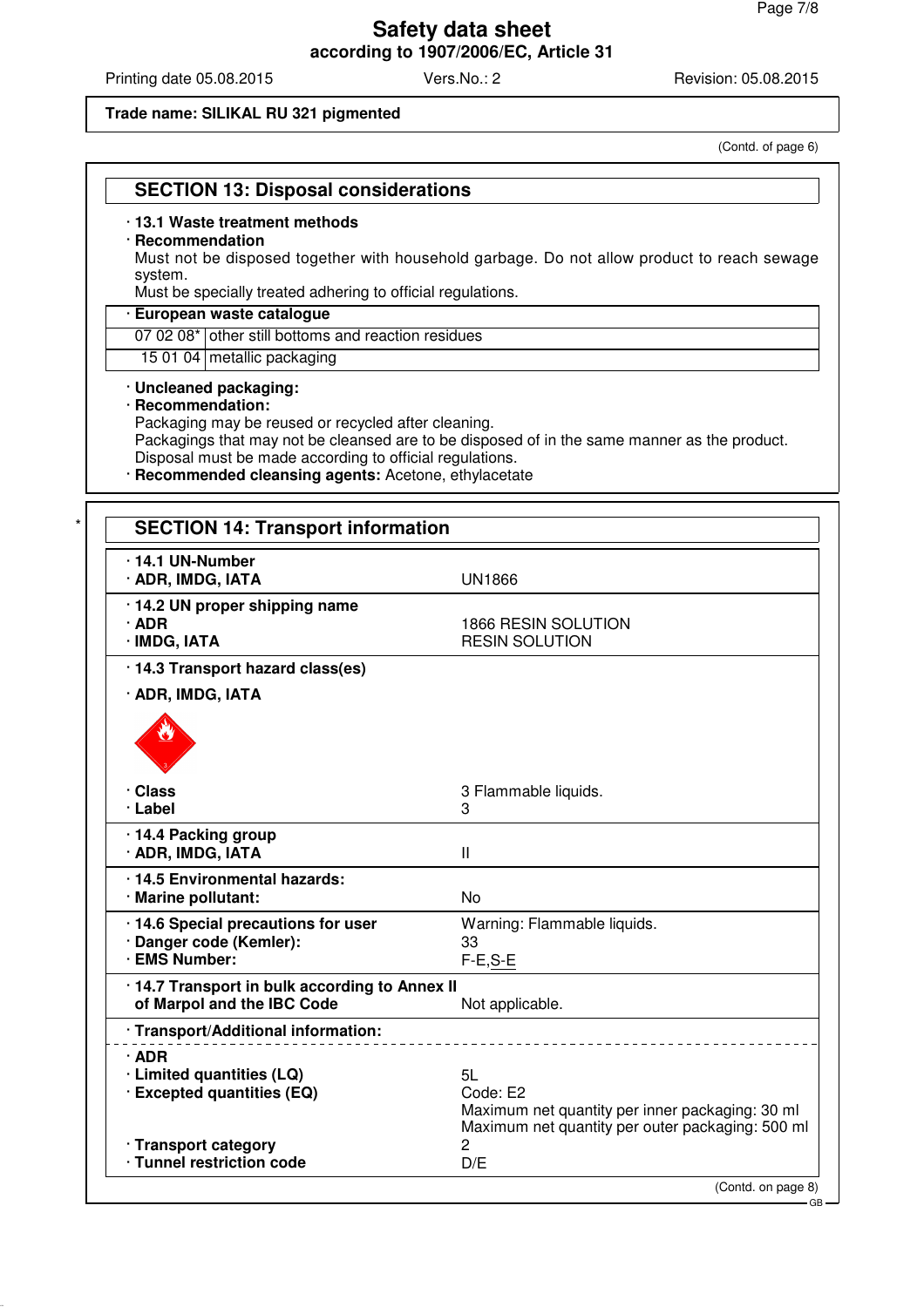**Trade name: SILIKAL RU 321 pigmented**

(Contd. of page 6)

## SECTION 13: Disposal considerations

· **13.1 Waste treatment methods**

· **Recommendation**

Must not be disposed together with household garbage. Do not allow product to reach sewage system.

Must be specially treated adhering to official regulations.

| · **European waste catalogue** | |
|---|---|
| 07 02 08* | other still bottoms and reaction residues |
| 15 01 04 | metallic packaging |

· **Uncleaned packaging:**

· **Recommendation:**

Packaging may be reused or recycled after cleaning.

Packagings that may not be cleansed are to be disposed of in the same manner as the product.

Disposal must be made according to official regulations.

· **Recommended cleansing agents:** Acetone, ethylacetate

*

## SECTION 14: Transport information

| | |
|---|---|
| · **14.1 UN-Number** | |
| · **ADR, IMDG, IATA** | UN1866 |
| · **14.2 UN proper shipping name** | |
| · **ADR** | 1866 RESIN SOLUTION |
| · **IMDG, IATA** | RESIN SOLUTION |
| · **14.3 Transport hazard class(es)** | |
| · **ADR, IMDG, IATA** | |
| · **Class** | 3 Flammable liquids. |
| · **Label** | 3 |
| · **14.4 Packing group** | |
| · **ADR, IMDG, IATA** | II |
| · **14.5 Environmental hazards:** | |
| · **Marine pollutant:** | No |
| · **14.6 Special precautions for user** | Warning: Flammable liquids. |
| · **Danger code (Kemler):** | 33 |
| · **EMS Number:** | F-E,S-E |
| · **14.7 Transport in bulk according to Annex II of Marpol and the IBC Code** | Not applicable. |
| · **Transport/Additional information:** | |
| · **ADR** | |
| · **Limited quantities (LQ)** | 5L |
| · **Excepted quantities (EQ)** | Code: E2<br>Maximum net quantity per inner packaging: 30 ml<br>Maximum net quantity per outer packaging: 500 ml |
| · **Transport category** | 2 |
| · **Tunnel restriction code** | D/E |

(Contd. on page 8)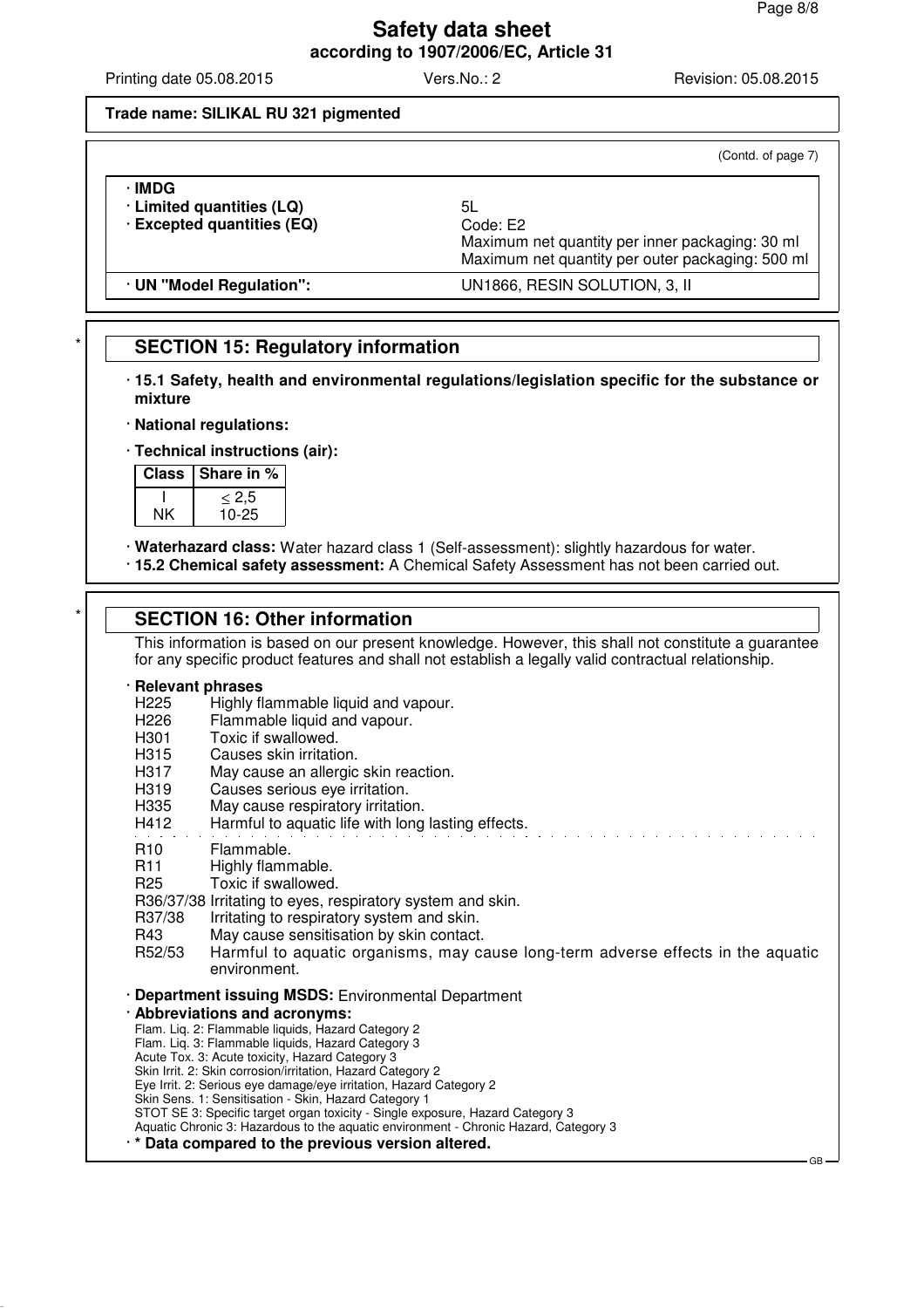(Contd. of page 7)

| | |
|---|---|
| · **IMDG** | |
| · **Limited quantities (LQ)** | 5L |
| · **Excepted quantities (EQ)** | Code: E2<br>Maximum net quantity per inner packaging: 30 ml<br>Maximum net quantity per outer packaging: 500 ml |
| · **UN "Model Regulation":** | UN1866, RESIN SOLUTION, 3, II |

\* 

## SECTION 15: Regulatory information

· **15.1 Safety, health and environmental regulations/legislation specific for the substance or mixture**

· **National regulations:**

· **Technical instructions (air):**

| Class | Share in % |
|---|---|
| I | ≤ 2,5 |
| NK | 10-25 |

· **Waterhazard class:** Water hazard class 1 (Self-assessment): slightly hazardous for water.

· **15.2 Chemical safety assessment:** A Chemical Safety Assessment has not been carried out.

\*

## SECTION 16: Other information

This information is based on our present knowledge. However, this shall not constitute a guarantee for any specific product features and shall not establish a legally valid contractual relationship.

· **Relevant phrases**

H225 Highly flammable liquid and vapour.
H226 Flammable liquid and vapour.
H301 Toxic if swallowed.
H315 Causes skin irritation.
H317 May cause an allergic skin reaction.
H319 Causes serious eye irritation.
H335 May cause respiratory irritation.
H412 Harmful to aquatic life with long lasting effects.

R10 Flammable.
R11 Highly flammable.
R25 Toxic if swallowed.
R36/37/38 Irritating to eyes, respiratory system and skin.
R37/38 Irritating to respiratory system and skin.
R43 May cause sensitisation by skin contact.
R52/53 Harmful to aquatic organisms, may cause long-term adverse effects in the aquatic environment.

· **Department issuing MSDS:** Environmental Department

· **Abbreviations and acronyms:**

Flam. Liq. 2: Flammable liquids, Hazard Category 2
Flam. Liq. 3: Flammable liquids, Hazard Category 3
Acute Tox. 3: Acute toxicity, Hazard Category 3
Skin Irrit. 2: Skin corrosion/irritation, Hazard Category 2
Eye Irrit. 2: Serious eye damage/eye irritation, Hazard Category 2
Skin Sens. 1: Sensitisation - Skin, Hazard Category 1
STOT SE 3: Specific target organ toxicity - Single exposure, Hazard Category 3
Aquatic Chronic 3: Hazardous to the aquatic environment - Chronic Hazard, Category 3

· **\* Data compared to the previous version altered.**